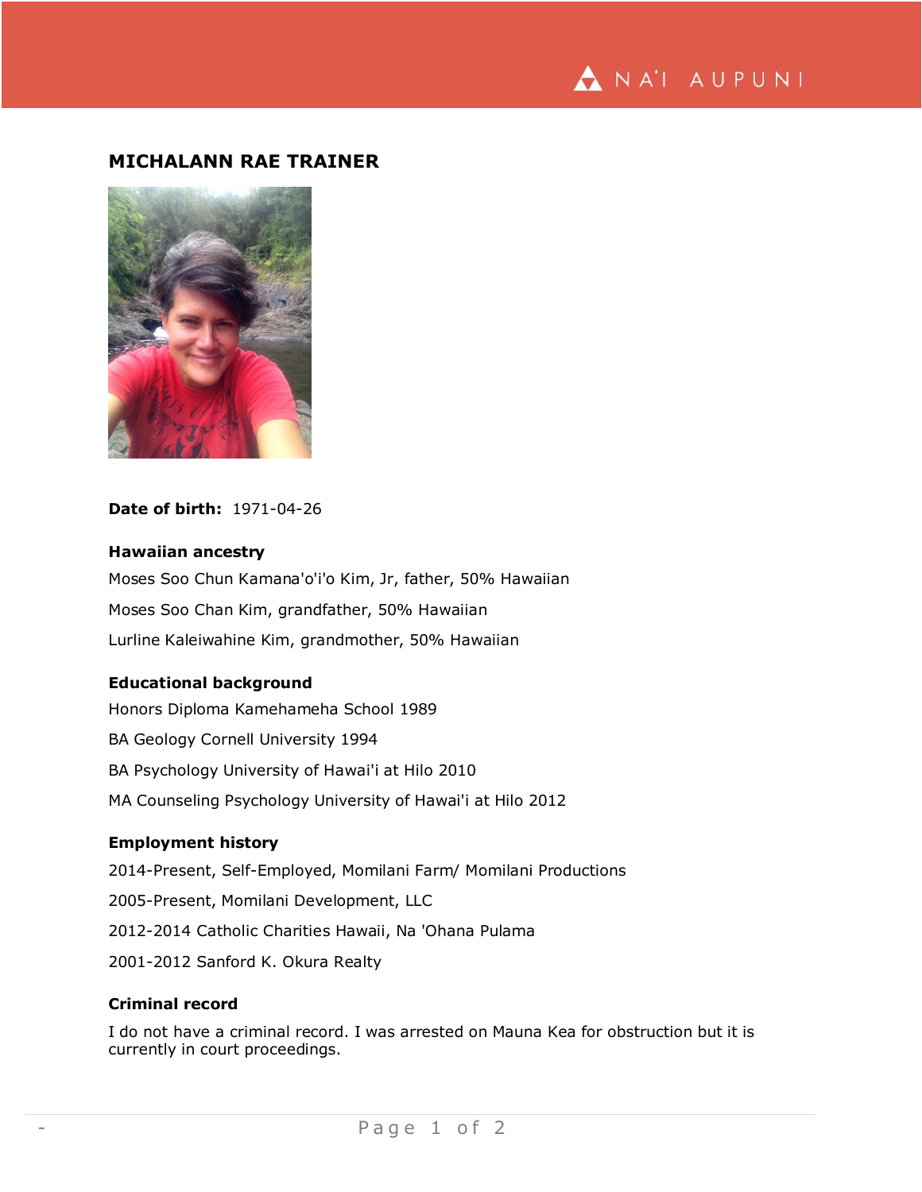# MICHALANN RAE TRAINER

**Date of birth:** 1971-04-26

### Hawaiian ancestry

Moses Soo Chun Kamana'o'i'o Kim, Jr, father, 50% Hawaiian

Moses Soo Chan Kim, grandfather, 50% Hawaiian

Lurline Kaleiwahine Kim, grandmother, 50% Hawaiian

### Educational background

Honors Diploma Kamehameha School 1989

BA Geology Cornell University 1994

BA Psychology University of Hawai'i at Hilo 2010

MA Counseling Psychology University of Hawai'i at Hilo 2012

### Employment history

2014-Present, Self-Employed, Momilani Farm/ Momilani Productions

2005-Present, Momilani Development, LLC

2012-2014 Catholic Charities Hawaii, Na 'Ohana Pulama

2001-2012 Sanford K. Okura Realty

### Criminal record

I do not have a criminal record. I was arrested on Mauna Kea for obstruction but it is currently in court proceedings.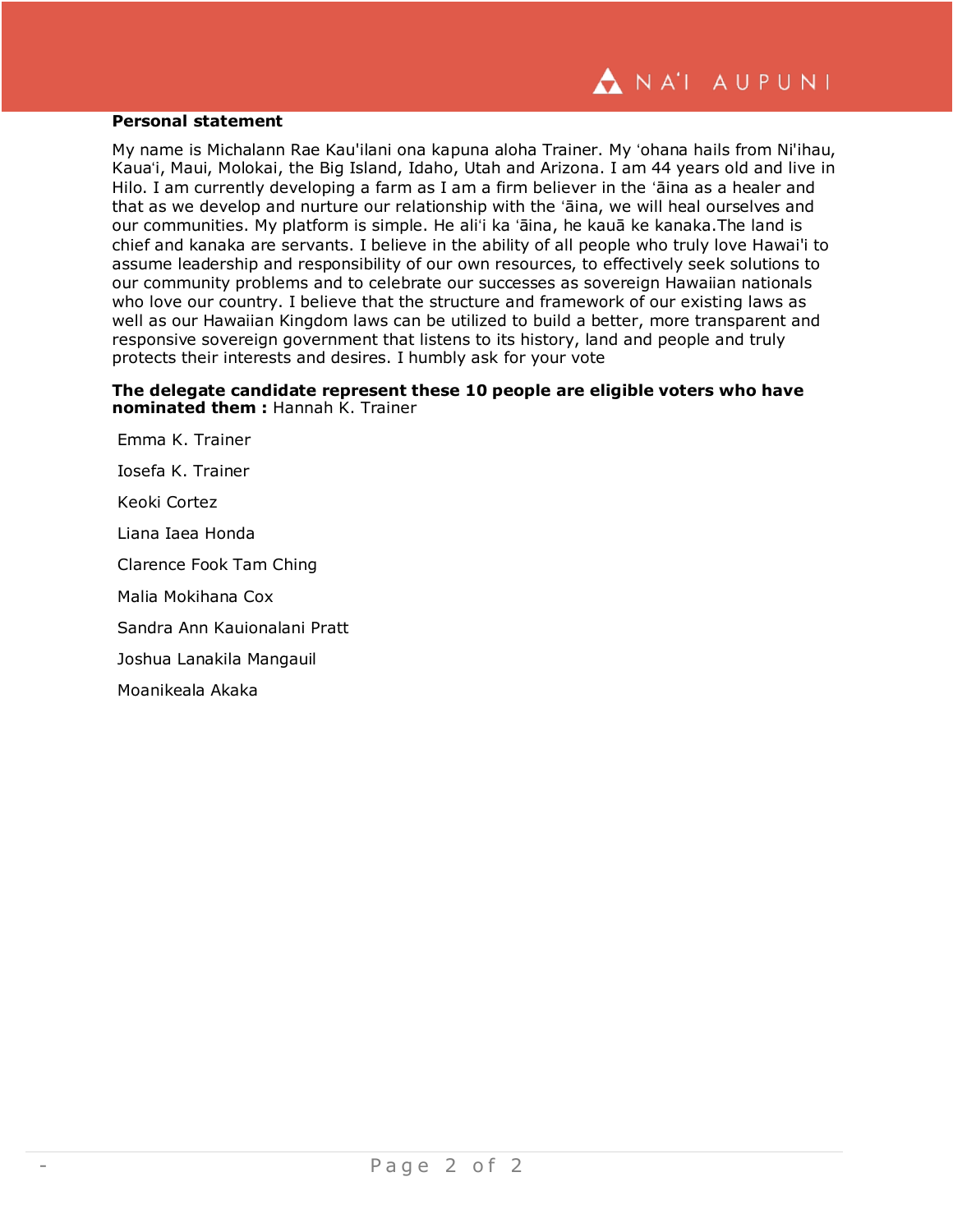**Personal statement**

My name is Michalann Rae Kau'ilani ona kapuna aloha Trainer. My ʻohana hails from Ni'ihau, Kauaʻi, Maui, Molokai, the Big Island, Idaho, Utah and Arizona. I am 44 years old and live in Hilo. I am currently developing a farm as I am a firm believer in the ʻāina as a healer and that as we develop and nurture our relationship with the ʻāina, we will heal ourselves and our communities. My platform is simple. He aliʻi ka ʻāina, he kauā ke kanaka.The land is chief and kanaka are servants. I believe in the ability of all people who truly love Hawai'i to assume leadership and responsibility of our own resources, to effectively seek solutions to our community problems and to celebrate our successes as sovereign Hawaiian nationals who love our country. I believe that the structure and framework of our existing laws as well as our Hawaiian Kingdom laws can be utilized to build a better, more transparent and responsive sovereign government that listens to its history, land and people and truly protects their interests and desires. I humbly ask for your vote

**The delegate candidate represent these 10 people are eligible voters who have nominated them :** Hannah K. Trainer

Emma K. Trainer

Iosefa K. Trainer

Keoki Cortez

Liana Iaea Honda

Clarence Fook Tam Ching

Malia Mokihana Cox

Sandra Ann Kauionalani Pratt

Joshua Lanakila Mangauil

Moanikeala Akaka